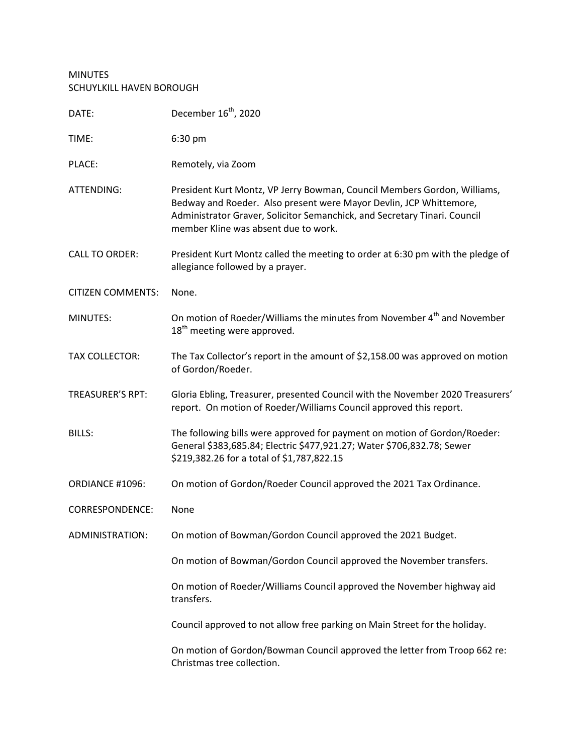MINUTES
SCHUYLKILL HAVEN BOROUGH

DATE: December 16th, 2020

TIME: 6:30 pm

PLACE: Remotely, via Zoom

ATTENDING: President Kurt Montz, VP Jerry Bowman, Council Members Gordon, Williams, Bedway and Roeder. Also present were Mayor Devlin, JCP Whittemore, Administrator Graver, Solicitor Semanchick, and Secretary Tinari. Council member Kline was absent due to work.

CALL TO ORDER: President Kurt Montz called the meeting to order at 6:30 pm with the pledge of allegiance followed by a prayer.

CITIZEN COMMENTS: None.

MINUTES: On motion of Roeder/Williams the minutes from November 4th and November 18th meeting were approved.

TAX COLLECTOR: The Tax Collector's report in the amount of $2,158.00 was approved on motion of Gordon/Roeder.

TREASURER'S RPT: Gloria Ebling, Treasurer, presented Council with the November 2020 Treasurers' report. On motion of Roeder/Williams Council approved this report.

BILLS: The following bills were approved for payment on motion of Gordon/Roeder: General $383,685.84; Electric $477,921.27; Water $706,832.78; Sewer $219,382.26 for a total of $1,787,822.15

ORDIANCE #1096: On motion of Gordon/Roeder Council approved the 2021 Tax Ordinance.

CORRESPONDENCE: None

ADMINISTRATION: On motion of Bowman/Gordon Council approved the 2021 Budget.

On motion of Bowman/Gordon Council approved the November transfers.

On motion of Roeder/Williams Council approved the November highway aid transfers.

Council approved to not allow free parking on Main Street for the holiday.

On motion of Gordon/Bowman Council approved the letter from Troop 662 re: Christmas tree collection.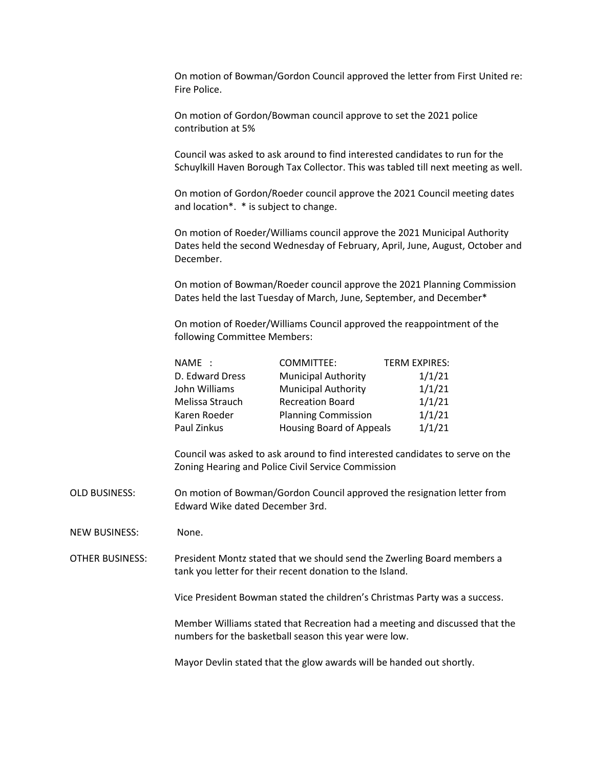On motion of Bowman/Gordon Council approved the letter from First United re: Fire Police.

On motion of Gordon/Bowman council approve to set the 2021 police contribution at 5%

Council was asked to ask around to find interested candidates to run for the Schuylkill Haven Borough Tax Collector. This was tabled till next meeting as well.

On motion of Gordon/Roeder council approve the 2021 Council meeting dates and location*. * is subject to change.

On motion of Roeder/Williams council approve the 2021 Municipal Authority Dates held the second Wednesday of February, April, June, August, October and December.

On motion of Bowman/Roeder council approve the 2021 Planning Commission Dates held the last Tuesday of March, June, September, and December*

On motion of Roeder/Williams Council approved the reappointment of the following Committee Members:

| NAME : | COMMITTEE: | TERM EXPIRES: |
|---|---|---|
| D. Edward Dress | Municipal Authority | 1/1/21 |
| John Williams | Municipal Authority | 1/1/21 |
| Melissa Strauch | Recreation Board | 1/1/21 |
| Karen Roeder | Planning Commission | 1/1/21 |
| Paul Zinkus | Housing Board of Appeals | 1/1/21 |

Council was asked to ask around to find interested candidates to serve on the Zoning Hearing and Police Civil Service Commission

OLD BUSINESS: On motion of Bowman/Gordon Council approved the resignation letter from Edward Wike dated December 3rd.

NEW BUSINESS: None.

OTHER BUSINESS: President Montz stated that we should send the Zwerling Board members a tank you letter for their recent donation to the Island.

Vice President Bowman stated the children's Christmas Party was a success.

Member Williams stated that Recreation had a meeting and discussed that the numbers for the basketball season this year were low.

Mayor Devlin stated that the glow awards will be handed out shortly.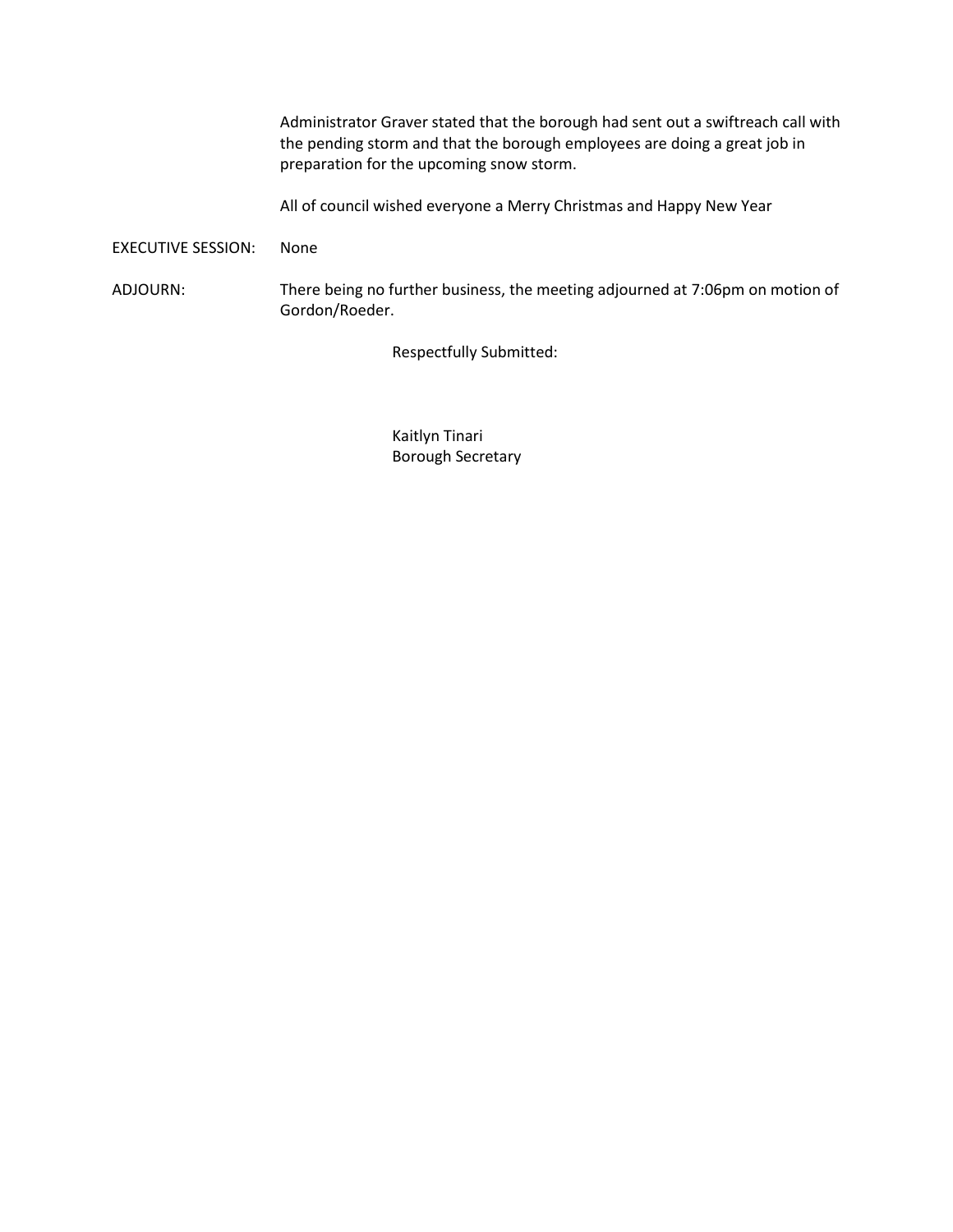Administrator Graver stated that the borough had sent out a swiftreach call with the pending storm and that the borough employees are doing a great job in preparation for the upcoming snow storm.

All of council wished everyone a Merry Christmas and Happy New Year

EXECUTIVE SESSION: None

ADJOURN: There being no further business, the meeting adjourned at 7:06pm on motion of Gordon/Roeder.

Respectfully Submitted:

Kaitlyn Tinari
Borough Secretary